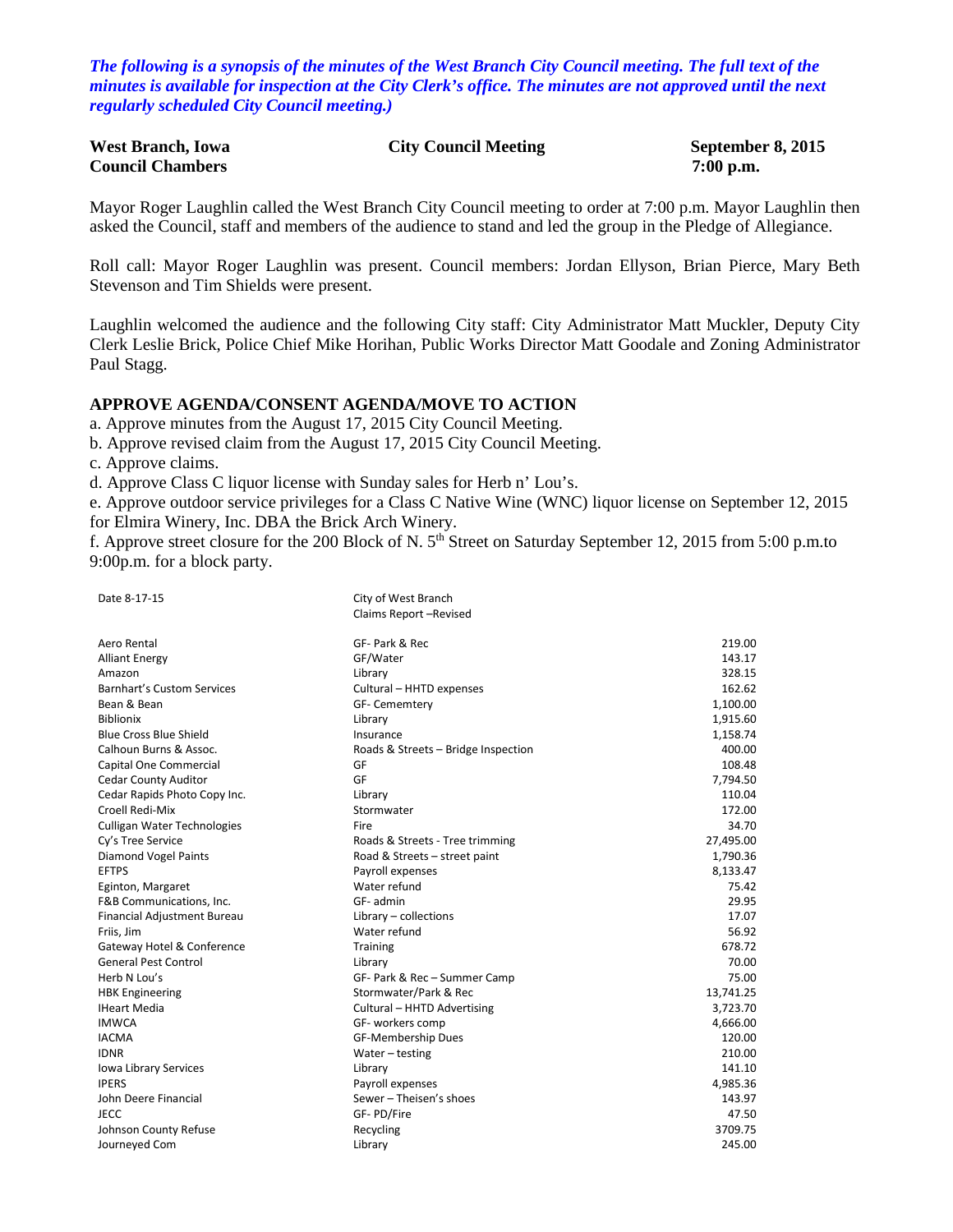*The following is a synopsis of the minutes of the West Branch City Council meeting. The full text of the minutes is available for inspection at the City Clerk's office. The minutes are not approved until the next regularly scheduled City Council meeting.)*

**West Branch, Iowa** **City Council Meeting** **September 8, 2015**
**Council Chambers** **7:00 p.m.**

Mayor Roger Laughlin called the West Branch City Council meeting to order at 7:00 p.m. Mayor Laughlin then asked the Council, staff and members of the audience to stand and led the group in the Pledge of Allegiance.

Roll call: Mayor Roger Laughlin was present. Council members: Jordan Ellyson, Brian Pierce, Mary Beth Stevenson and Tim Shields were present.

Laughlin welcomed the audience and the following City staff: City Administrator Matt Muckler, Deputy City Clerk Leslie Brick, Police Chief Mike Horihan, Public Works Director Matt Goodale and Zoning Administrator Paul Stagg.

## APPROVE AGENDA/CONSENT AGENDA/MOVE TO ACTION

a. Approve minutes from the August 17, 2015 City Council Meeting.
b. Approve revised claim from the August 17, 2015 City Council Meeting.
c. Approve claims.
d. Approve Class C liquor license with Sunday sales for Herb n' Lou's.
e. Approve outdoor service privileges for a Class C Native Wine (WNC) liquor license on September 12, 2015 for Elmira Winery, Inc. DBA the Brick Arch Winery.
f. Approve street closure for the 200 Block of N. 5th Street on Saturday September 12, 2015 from 5:00 p.m.to 9:00p.m. for a block party.

Date 8-17-15 | City of West Branch | Claims Report –Revised

| | | |
|---|---|---|
| Aero Rental | GF- Park & Rec | 219.00 |
| Alliant Energy | GF/Water | 143.17 |
| Amazon | Library | 328.15 |
| Barnhart's Custom Services | Cultural – HHTD expenses | 162.62 |
| Bean & Bean | GF- Cememtery | 1,100.00 |
| Biblionix | Library | 1,915.60 |
| Blue Cross Blue Shield | Insurance | 1,158.74 |
| Calhoun Burns & Assoc. | Roads & Streets – Bridge Inspection | 400.00 |
| Capital One Commercial | GF | 108.48 |
| Cedar County Auditor | GF | 7,794.50 |
| Cedar Rapids Photo Copy Inc. | Library | 110.04 |
| Croell Redi-Mix | Stormwater | 172.00 |
| Culligan Water Technologies | Fire | 34.70 |
| Cy's Tree Service | Roads & Streets - Tree trimming | 27,495.00 |
| Diamond Vogel Paints | Road & Streets – street paint | 1,790.36 |
| EFTPS | Payroll expenses | 8,133.47 |
| Eginton, Margaret | Water refund | 75.42 |
| F&B Communications, Inc. | GF- admin | 29.95 |
| Financial Adjustment Bureau | Library – collections | 17.07 |
| Friis, Jim | Water refund | 56.92 |
| Gateway Hotel & Conference | Training | 678.72 |
| General Pest Control | Library | 70.00 |
| Herb N Lou's | GF- Park & Rec – Summer Camp | 75.00 |
| HBK Engineering | Stormwater/Park & Rec | 13,741.25 |
| IHeart Media | Cultural – HHTD Advertising | 3,723.70 |
| IMWCA | GF- workers comp | 4,666.00 |
| IACMA | GF-Membership Dues | 120.00 |
| IDNR | Water – testing | 210.00 |
| Iowa Library Services | Library | 141.10 |
| IPERS | Payroll expenses | 4,985.36 |
| John Deere Financial | Sewer – Theisen's shoes | 143.97 |
| JECC | GF- PD/Fire | 47.50 |
| Johnson County Refuse | Recycling | 3709.75 |
| Journeyed Com | Library | 245.00 |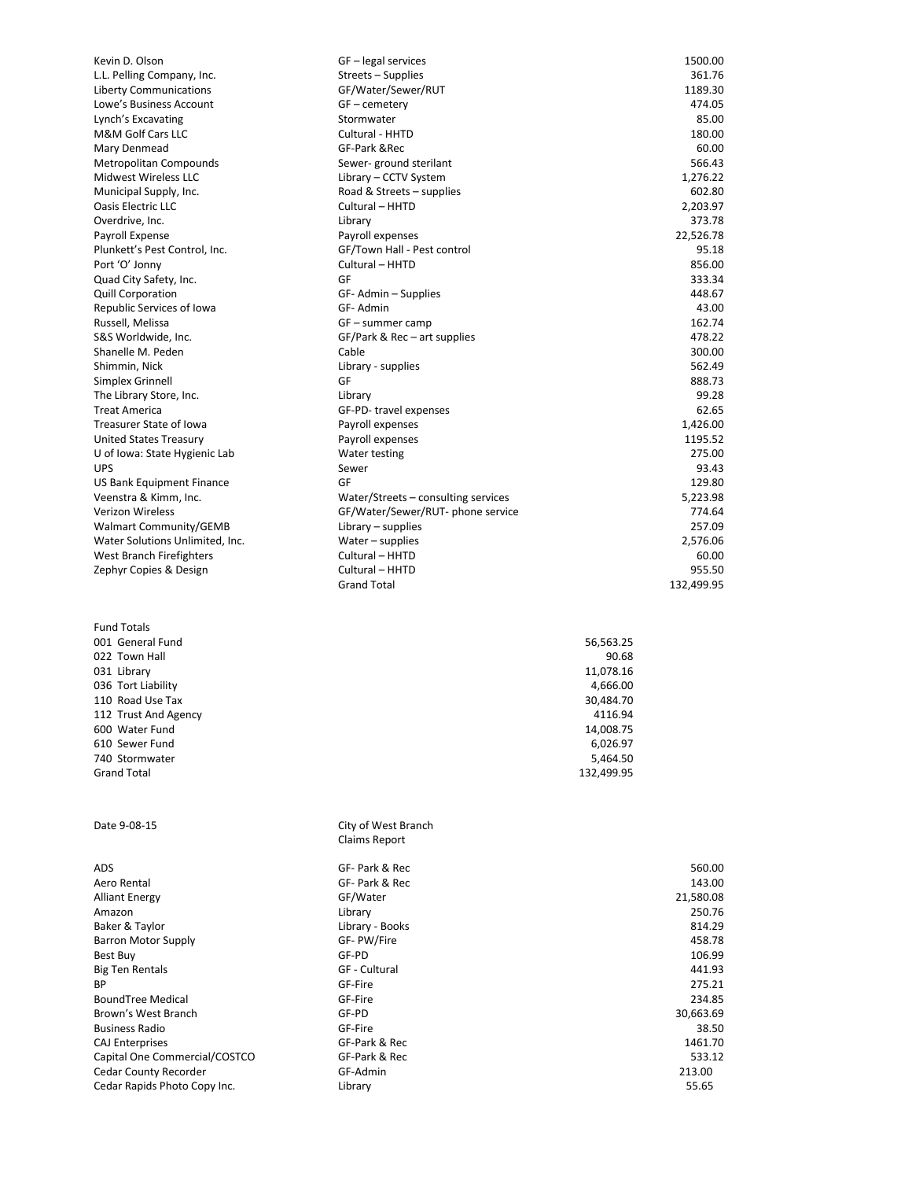| | | |
|---|---|---|
| Kevin D. Olson | GF – legal services | 1500.00 |
| L.L. Pelling Company, Inc. | Streets – Supplies | 361.76 |
| Liberty Communications | GF/Water/Sewer/RUT | 1189.30 |
| Lowe's Business Account | GF – cemetery | 474.05 |
| Lynch's Excavating | Stormwater | 85.00 |
| M&M Golf Cars LLC | Cultural - HHTD | 180.00 |
| Mary Denmead | GF-Park &Rec | 60.00 |
| Metropolitan Compounds | Sewer- ground sterilant | 566.43 |
| Midwest Wireless LLC | Library – CCTV System | 1,276.22 |
| Municipal Supply, Inc. | Road & Streets – supplies | 602.80 |
| Oasis Electric LLC | Cultural – HHTD | 2,203.97 |
| Overdrive, Inc. | Library | 373.78 |
| Payroll Expense | Payroll expenses | 22,526.78 |
| Plunkett's Pest Control, Inc. | GF/Town Hall - Pest control | 95.18 |
| Port 'O' Jonny | Cultural – HHTD | 856.00 |
| Quad City Safety, Inc. | GF | 333.34 |
| Quill Corporation | GF- Admin – Supplies | 448.67 |
| Republic Services of Iowa | GF- Admin | 43.00 |
| Russell, Melissa | GF – summer camp | 162.74 |
| S&S Worldwide, Inc. | GF/Park & Rec – art supplies | 478.22 |
| Shanelle M. Peden | Cable | 300.00 |
| Shimmin, Nick | Library - supplies | 562.49 |
| Simplex Grinnell | GF | 888.73 |
| The Library Store, Inc. | Library | 99.28 |
| Treat America | GF-PD- travel expenses | 62.65 |
| Treasurer State of Iowa | Payroll expenses | 1,426.00 |
| United States Treasury | Payroll expenses | 1195.52 |
| U of Iowa: State Hygienic Lab | Water testing | 275.00 |
| UPS | Sewer | 93.43 |
| US Bank Equipment Finance | GF | 129.80 |
| Veenstra & Kimm, Inc. | Water/Streets – consulting services | 5,223.98 |
| Verizon Wireless | GF/Water/Sewer/RUT- phone service | 774.64 |
| Walmart Community/GEMB | Library – supplies | 257.09 |
| Water Solutions Unlimited, Inc. | Water – supplies | 2,576.06 |
| West Branch Firefighters | Cultural – HHTD | 60.00 |
| Zephyr Copies & Design | Cultural – HHTD | 955.50 |
| | Grand Total | 132,499.95 |

| Fund Totals | |
|---|---|
| 001 General Fund | 56,563.25 |
| 022 Town Hall | 90.68 |
| 031 Library | 11,078.16 |
| 036 Tort Liability | 4,666.00 |
| 110 Road Use Tax | 30,484.70 |
| 112 Trust And Agency | 4116.94 |
| 600 Water Fund | 14,008.75 |
| 610 Sewer Fund | 6,026.97 |
| 740 Stormwater | 5,464.50 |
| Grand Total | 132,499.95 |

Date 9-08-15

City of West Branch
Claims Report

| | | |
|---|---|---|
| ADS | GF- Park & Rec | 560.00 |
| Aero Rental | GF- Park & Rec | 143.00 |
| Alliant Energy | GF/Water | 21,580.08 |
| Amazon | Library | 250.76 |
| Baker & Taylor | Library - Books | 814.29 |
| Barron Motor Supply | GF- PW/Fire | 458.78 |
| Best Buy | GF-PD | 106.99 |
| Big Ten Rentals | GF - Cultural | 441.93 |
| BP | GF-Fire | 275.21 |
| BoundTree Medical | GF-Fire | 234.85 |
| Brown's West Branch | GF-PD | 30,663.69 |
| Business Radio | GF-Fire | 38.50 |
| CAJ Enterprises | GF-Park & Rec | 1461.70 |
| Capital One Commercial/COSTCO | GF-Park & Rec | 533.12 |
| Cedar County Recorder | GF-Admin | 213.00 |
| Cedar Rapids Photo Copy Inc. | Library | 55.65 |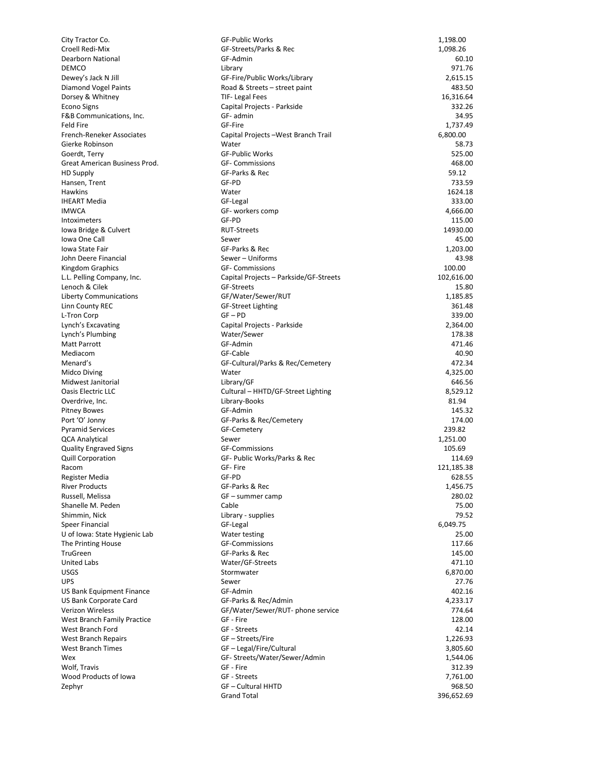| | | |
|---|---|---|
| City Tractor Co. | GF-Public Works | 1,198.00 |
| Croell Redi-Mix | GF-Streets/Parks & Rec | 1,098.26 |
| Dearborn National | GF-Admin | 60.10 |
| DEMCO | Library | 971.76 |
| Dewey's Jack N Jill | GF-Fire/Public Works/Library | 2,615.15 |
| Diamond Vogel Paints | Road & Streets – street paint | 483.50 |
| Dorsey & Whitney | TIF- Legal Fees | 16,316.64 |
| Econo Signs | Capital Projects - Parkside | 332.26 |
| F&B Communications, Inc. | GF- admin | 34.95 |
| Feld Fire | GF-Fire | 1,737.49 |
| French-Reneker Associates | Capital Projects –West Branch Trail | 6,800.00 |
| Gierke Robinson | Water | 58.73 |
| Goerdt, Terry | GF-Public Works | 525.00 |
| Great American Business Prod. | GF- Commissions | 468.00 |
| HD Supply | GF-Parks & Rec | 59.12 |
| Hansen, Trent | GF-PD | 733.59 |
| Hawkins | Water | 1624.18 |
| IHEART Media | GF-Legal | 333.00 |
| IMWCA | GF- workers comp | 4,666.00 |
| Intoximeters | GF-PD | 115.00 |
| Iowa Bridge & Culvert | RUT-Streets | 14930.00 |
| Iowa One Call | Sewer | 45.00 |
| Iowa State Fair | GF-Parks & Rec | 1,203.00 |
| John Deere Financial | Sewer – Uniforms | 43.98 |
| Kingdom Graphics | GF- Commissions | 100.00 |
| L.L. Pelling Company, Inc. | Capital Projects – Parkside/GF-Streets | 102,616.00 |
| Lenoch & Cilek | GF-Streets | 15.80 |
| Liberty Communications | GF/Water/Sewer/RUT | 1,185.85 |
| Linn County REC | GF-Street Lighting | 361.48 |
| L-Tron Corp | GF – PD | 339.00 |
| Lynch's Excavating | Capital Projects - Parkside | 2,364.00 |
| Lynch's Plumbing | Water/Sewer | 178.38 |
| Matt Parrott | GF-Admin | 471.46 |
| Mediacom | GF-Cable | 40.90 |
| Menard's | GF-Cultural/Parks & Rec/Cemetery | 472.34 |
| Midco Diving | Water | 4,325.00 |
| Midwest Janitorial | Library/GF | 646.56 |
| Oasis Electric LLC | Cultural – HHTD/GF-Street Lighting | 8,529.12 |
| Overdrive, Inc. | Library-Books | 81.94 |
| Pitney Bowes | GF-Admin | 145.32 |
| Port 'O' Jonny | GF-Parks & Rec/Cemetery | 174.00 |
| Pyramid Services | GF-Cemetery | 239.82 |
| QCA Analytical | Sewer | 1,251.00 |
| Quality Engraved Signs | GF-Commissions | 105.69 |
| Quill Corporation | GF- Public Works/Parks & Rec | 114.69 |
| Racom | GF- Fire | 121,185.38 |
| Register Media | GF-PD | 628.55 |
| River Products | GF-Parks & Rec | 1,456.75 |
| Russell, Melissa | GF – summer camp | 280.02 |
| Shanelle M. Peden | Cable | 75.00 |
| Shimmin, Nick | Library - supplies | 79.52 |
| Speer Financial | GF-Legal | 6,049.75 |
| U of Iowa: State Hygienic Lab | Water testing | 25.00 |
| The Printing House | GF-Commissions | 117.66 |
| TruGreen | GF-Parks & Rec | 145.00 |
| United Labs | Water/GF-Streets | 471.10 |
| USGS | Stormwater | 6,870.00 |
| UPS | Sewer | 27.76 |
| US Bank Equipment Finance | GF-Admin | 402.16 |
| US Bank Corporate Card | GF-Parks & Rec/Admin | 4,233.17 |
| Verizon Wireless | GF/Water/Sewer/RUT- phone service | 774.64 |
| West Branch Family Practice | GF - Fire | 128.00 |
| West Branch Ford | GF - Streets | 42.14 |
| West Branch Repairs | GF – Streets/Fire | 1,226.93 |
| West Branch Times | GF – Legal/Fire/Cultural | 3,805.60 |
| Wex | GF- Streets/Water/Sewer/Admin | 1,544.06 |
| Wolf, Travis | GF - Fire | 312.39 |
| Wood Products of Iowa | GF - Streets | 7,761.00 |
| Zephyr | GF – Cultural HHTD | 968.50 |
| | Grand Total | 396,652.69 |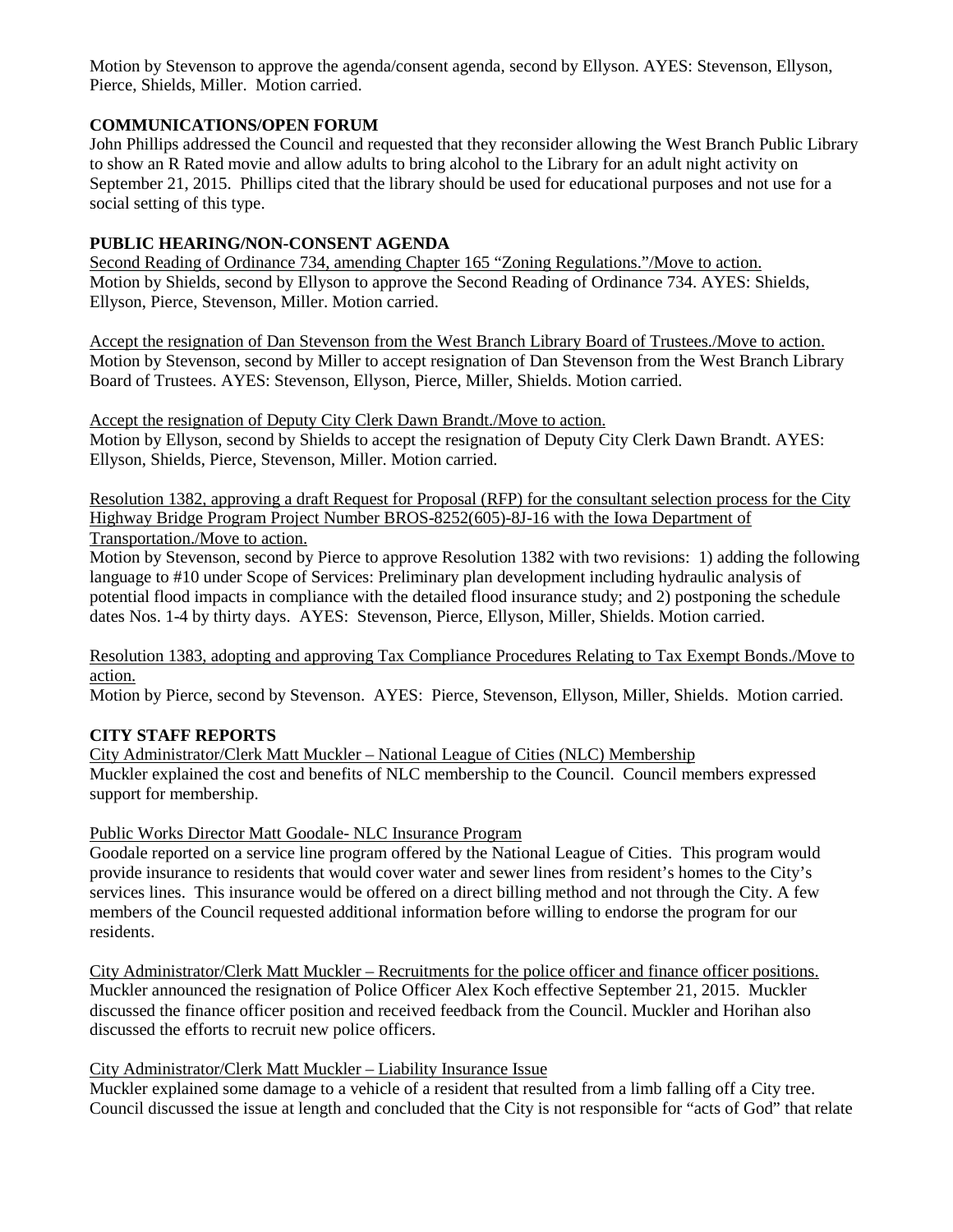Motion by Stevenson to approve the agenda/consent agenda, second by Ellyson. AYES: Stevenson, Ellyson, Pierce, Shields, Miller. Motion carried.

**COMMUNICATIONS/OPEN FORUM**

John Phillips addressed the Council and requested that they reconsider allowing the West Branch Public Library to show an R Rated movie and allow adults to bring alcohol to the Library for an adult night activity on September 21, 2015. Phillips cited that the library should be used for educational purposes and not use for a social setting of this type.

**PUBLIC HEARING/NON-CONSENT AGENDA**

Second Reading of Ordinance 734, amending Chapter 165 "Zoning Regulations."/Move to action.
Motion by Shields, second by Ellyson to approve the Second Reading of Ordinance 734. AYES: Shields, Ellyson, Pierce, Stevenson, Miller. Motion carried.

Accept the resignation of Dan Stevenson from the West Branch Library Board of Trustees./Move to action.
Motion by Stevenson, second by Miller to accept resignation of Dan Stevenson from the West Branch Library Board of Trustees. AYES: Stevenson, Ellyson, Pierce, Miller, Shields. Motion carried.

Accept the resignation of Deputy City Clerk Dawn Brandt./Move to action.
Motion by Ellyson, second by Shields to accept the resignation of Deputy City Clerk Dawn Brandt. AYES: Ellyson, Shields, Pierce, Stevenson, Miller. Motion carried.

Resolution 1382, approving a draft Request for Proposal (RFP) for the consultant selection process for the City Highway Bridge Program Project Number BROS-8252(605)-8J-16 with the Iowa Department of Transportation./Move to action.
Motion by Stevenson, second by Pierce to approve Resolution 1382 with two revisions: 1) adding the following language to #10 under Scope of Services: Preliminary plan development including hydraulic analysis of potential flood impacts in compliance with the detailed flood insurance study; and 2) postponing the schedule dates Nos. 1-4 by thirty days. AYES: Stevenson, Pierce, Ellyson, Miller, Shields. Motion carried.

Resolution 1383, adopting and approving Tax Compliance Procedures Relating to Tax Exempt Bonds./Move to action.
Motion by Pierce, second by Stevenson. AYES: Pierce, Stevenson, Ellyson, Miller, Shields. Motion carried.

**CITY STAFF REPORTS**

City Administrator/Clerk Matt Muckler – National League of Cities (NLC) Membership
Muckler explained the cost and benefits of NLC membership to the Council. Council members expressed support for membership.

Public Works Director Matt Goodale- NLC Insurance Program
Goodale reported on a service line program offered by the National League of Cities. This program would provide insurance to residents that would cover water and sewer lines from resident's homes to the City's services lines. This insurance would be offered on a direct billing method and not through the City. A few members of the Council requested additional information before willing to endorse the program for our residents.

City Administrator/Clerk Matt Muckler – Recruitments for the police officer and finance officer positions.
Muckler announced the resignation of Police Officer Alex Koch effective September 21, 2015. Muckler discussed the finance officer position and received feedback from the Council. Muckler and Horihan also discussed the efforts to recruit new police officers.

City Administrator/Clerk Matt Muckler – Liability Insurance Issue
Muckler explained some damage to a vehicle of a resident that resulted from a limb falling off a City tree. Council discussed the issue at length and concluded that the City is not responsible for "acts of God" that relate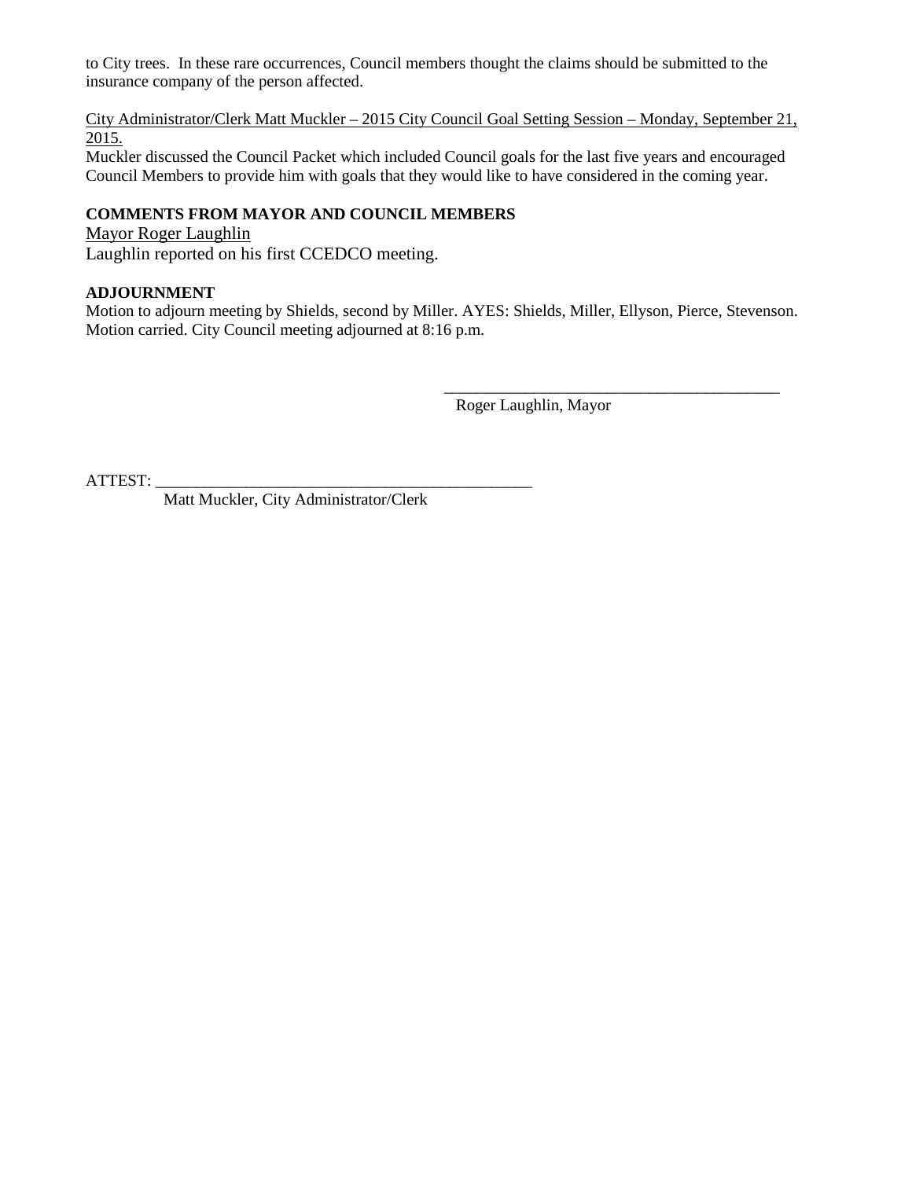to City trees. In these rare occurrences, Council members thought the claims should be submitted to the insurance company of the person affected.

City Administrator/Clerk Matt Muckler – 2015 City Council Goal Setting Session – Monday, September 21, 2015.

Muckler discussed the Council Packet which included Council goals for the last five years and encouraged Council Members to provide him with goals that they would like to have considered in the coming year.

**COMMENTS FROM MAYOR AND COUNCIL MEMBERS**

Mayor Roger Laughlin

Laughlin reported on his first CCEDCO meeting.

**ADJOURNMENT**

Motion to adjourn meeting by Shields, second by Miller. AYES: Shields, Miller, Ellyson, Pierce, Stevenson. Motion carried. City Council meeting adjourned at 8:16 p.m.

___________________________________________

Roger Laughlin, Mayor

ATTEST: ________________________________________________

Matt Muckler, City Administrator/Clerk